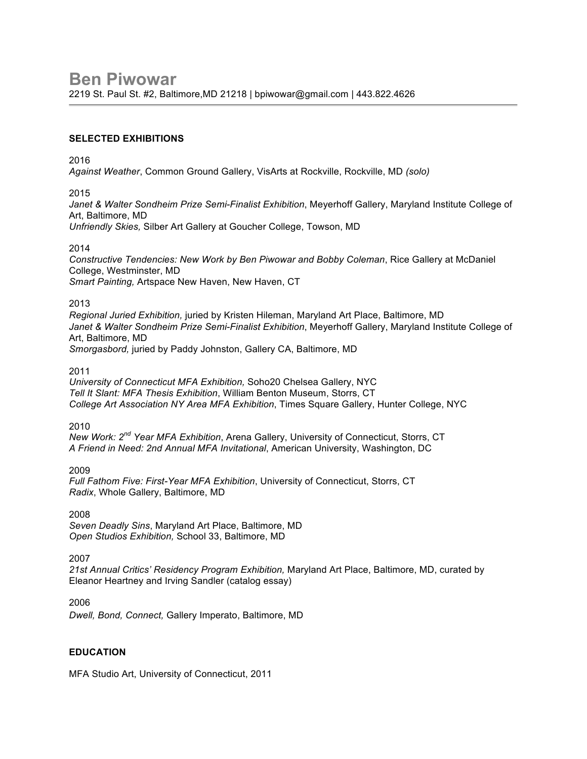# Ben Piwowar

2219 St. Paul St. #2, Baltimore,MD 21218 | bpiwowar@gmail.com | 443.822.4626

---

**SELECTED EXHIBITIONS**

2016
*Against Weather*, Common Ground Gallery, VisArts at Rockville, Rockville, MD *(solo)*

2015
*Janet & Walter Sondheim Prize Semi-Finalist Exhibition*, Meyerhoff Gallery, Maryland Institute College of Art, Baltimore, MD
*Unfriendly Skies,* Silber Art Gallery at Goucher College, Towson, MD

2014
*Constructive Tendencies: New Work by Ben Piwowar and Bobby Coleman*, Rice Gallery at McDaniel College, Westminster, MD
*Smart Painting,* Artspace New Haven, New Haven, CT

2013
*Regional Juried Exhibition,* juried by Kristen Hileman, Maryland Art Place, Baltimore, MD
*Janet & Walter Sondheim Prize Semi-Finalist Exhibition*, Meyerhoff Gallery, Maryland Institute College of Art, Baltimore, MD
*Smorgasbord,* juried by Paddy Johnston, Gallery CA, Baltimore, MD

2011
*University of Connecticut MFA Exhibition,* Soho20 Chelsea Gallery, NYC
*Tell It Slant: MFA Thesis Exhibition*, William Benton Museum, Storrs, CT
*College Art Association NY Area MFA Exhibition*, Times Square Gallery, Hunter College, NYC

2010
*New Work: 2nd Year MFA Exhibition*, Arena Gallery, University of Connecticut, Storrs, CT
*A Friend in Need: 2nd Annual MFA Invitational*, American University, Washington, DC

2009
*Full Fathom Five: First-Year MFA Exhibition*, University of Connecticut, Storrs, CT
*Radix*, Whole Gallery, Baltimore, MD

2008
*Seven Deadly Sins*, Maryland Art Place, Baltimore, MD
*Open Studios Exhibition,* School 33, Baltimore, MD

2007
*21st Annual Critics' Residency Program Exhibition,* Maryland Art Place, Baltimore, MD, curated by Eleanor Heartney and Irving Sandler (catalog essay)

2006
*Dwell, Bond, Connect,* Gallery Imperato, Baltimore, MD

**EDUCATION**

MFA Studio Art, University of Connecticut, 2011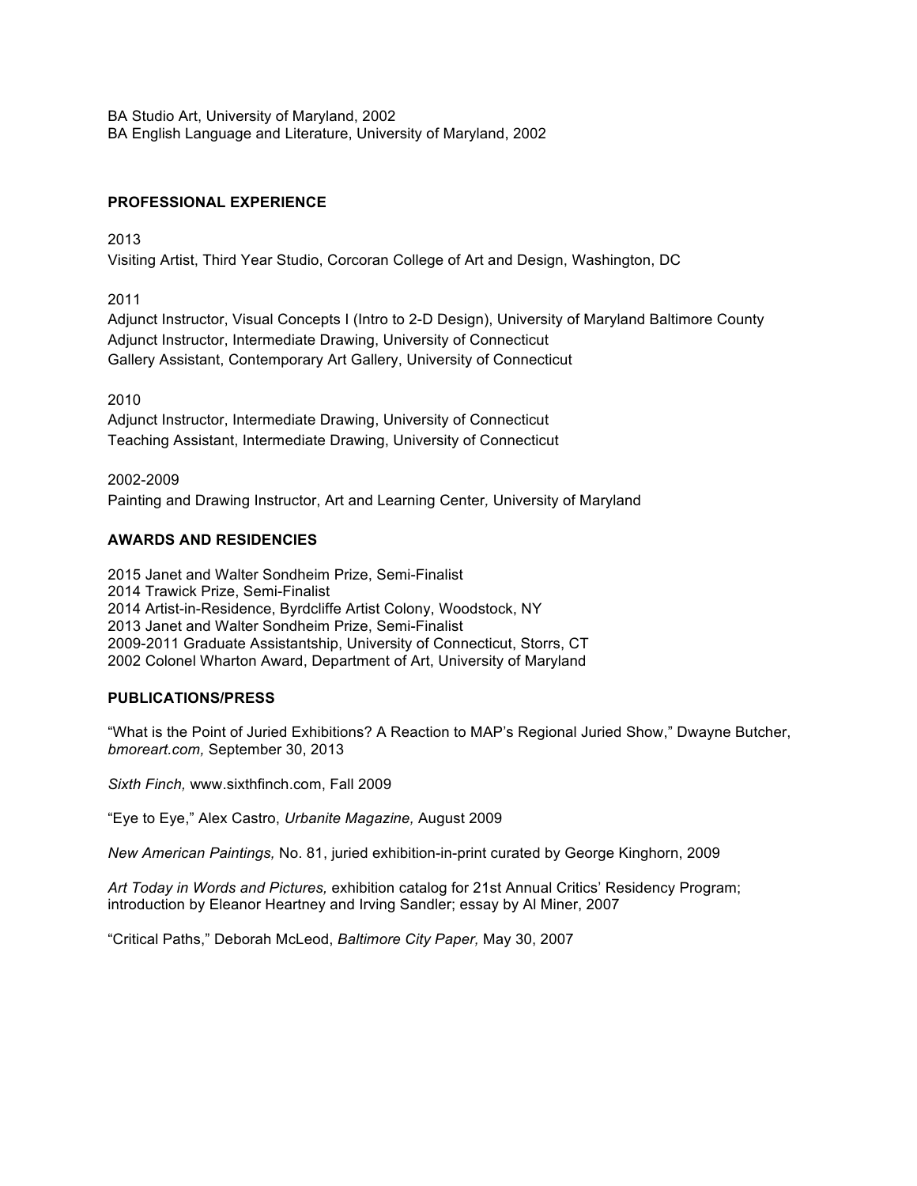BA Studio Art, University of Maryland, 2002
BA English Language and Literature, University of Maryland, 2002

## PROFESSIONAL EXPERIENCE

2013
Visiting Artist, Third Year Studio, Corcoran College of Art and Design, Washington, DC

2011
Adjunct Instructor, Visual Concepts I (Intro to 2-D Design), University of Maryland Baltimore County
Adjunct Instructor, Intermediate Drawing, University of Connecticut
Gallery Assistant, Contemporary Art Gallery, University of Connecticut

2010
Adjunct Instructor, Intermediate Drawing, University of Connecticut
Teaching Assistant, Intermediate Drawing, University of Connecticut

2002-2009
Painting and Drawing Instructor, Art and Learning Center, University of Maryland

## AWARDS AND RESIDENCIES

2015 Janet and Walter Sondheim Prize, Semi-Finalist
2014 Trawick Prize, Semi-Finalist
2014 Artist-in-Residence, Byrdcliffe Artist Colony, Woodstock, NY
2013 Janet and Walter Sondheim Prize, Semi-Finalist
2009-2011 Graduate Assistantship, University of Connecticut, Storrs, CT
2002 Colonel Wharton Award, Department of Art, University of Maryland

## PUBLICATIONS/PRESS

"What is the Point of Juried Exhibitions? A Reaction to MAP's Regional Juried Show," Dwayne Butcher, *bmoreart.com,* September 30, 2013

*Sixth Finch,* www.sixthfinch.com, Fall 2009

"Eye to Eye," Alex Castro, *Urbanite Magazine,* August 2009

*New American Paintings,* No. 81, juried exhibition-in-print curated by George Kinghorn, 2009

*Art Today in Words and Pictures,* exhibition catalog for 21st Annual Critics' Residency Program; introduction by Eleanor Heartney and Irving Sandler; essay by Al Miner, 2007

"Critical Paths," Deborah McLeod, *Baltimore City Paper,* May 30, 2007